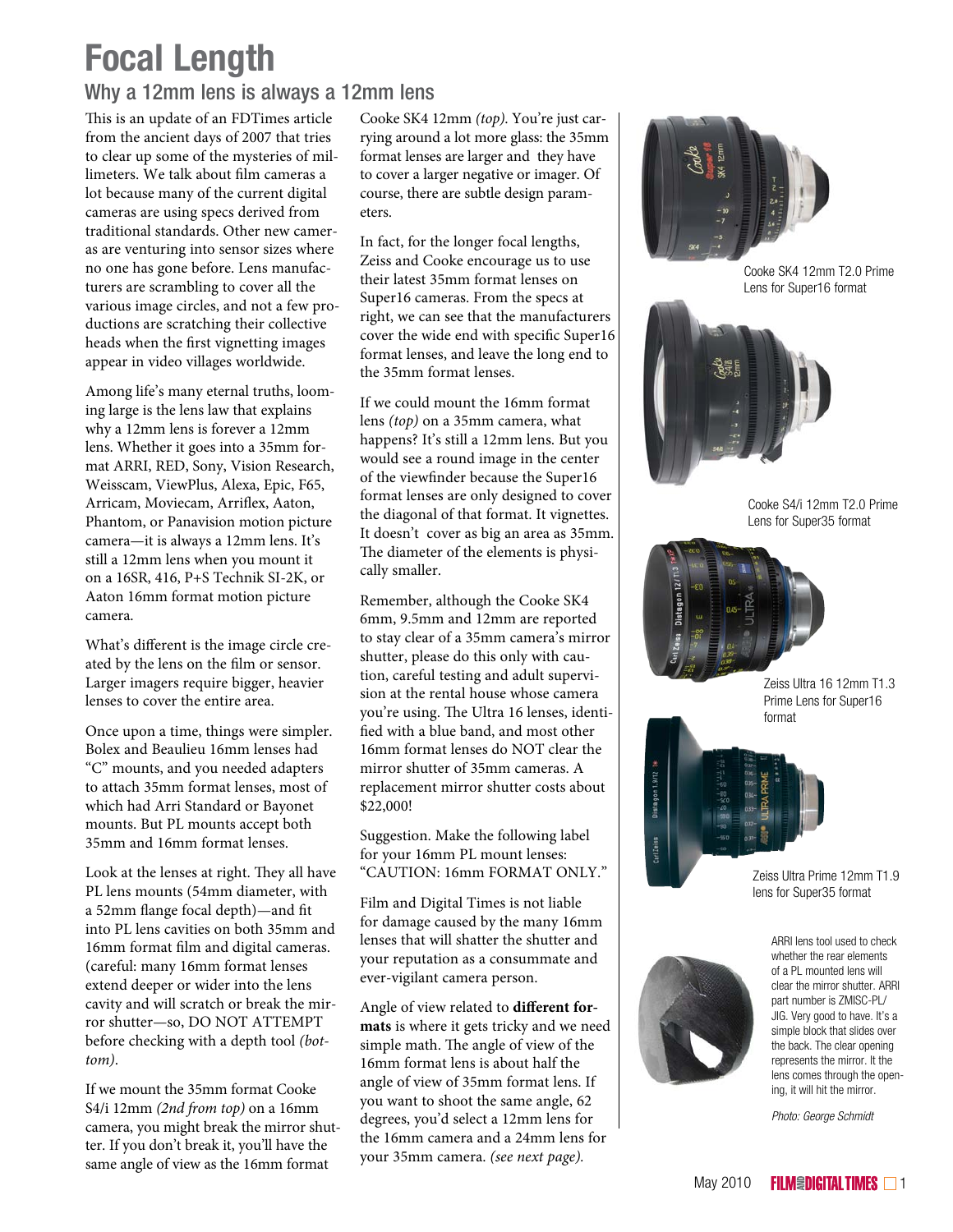# Focal Length

## Why a 12mm lens is always a 12mm lens

This is an update of an FDTimes article from the ancient days of 2007 that tries to clear up some of the mysteries of millimeters. We talk about film cameras a lot because many of the current digital cameras are using specs derived from traditional standards. Other new cameras are venturing into sensor sizes where no one has gone before. Lens manufacturers are scrambling to cover all the various image circles, and not a few productions are scratching their collective heads when the first vignetting images appear in video villages worldwide.

Among life's many eternal truths, looming large is the lens law that explains why a 12mm lens is forever a 12mm lens. Whether it goes into a 35mm format ARRI, RED, Sony, Vision Research, Weisscam, ViewPlus, Alexa, Epic, F65, Arricam, Moviecam, Arriflex, Aaton, Phantom, or Panavision motion picture camera—it is always a 12mm lens. It's still a 12mm lens when you mount it on a 16SR, 416, P+S Technik SI-2K, or Aaton 16mm format motion picture camera.

What's different is the image circle created by the lens on the film or sensor. Larger imagers require bigger, heavier lenses to cover the entire area.

Once upon a time, things were simpler. Bolex and Beaulieu 16mm lenses had "C" mounts, and you needed adapters to attach 35mm format lenses, most of which had Arri Standard or Bayonet mounts. But PL mounts accept both 35mm and 16mm format lenses.

Look at the lenses at right. They all have PL lens mounts (54mm diameter, with a 52mm flange focal depth)—and fit into PL lens cavities on both 35mm and 16mm format film and digital cameras. (careful: many 16mm format lenses extend deeper or wider into the lens cavity and will scratch or break the mirror shutter—so, DO NOT ATTEMPT before checking with a depth tool *(bottom)*.

If we mount the 35mm format Cooke S4/i 12mm *(2nd from top)* on a 16mm camera, you might break the mirror shutter. If you don't break it, you'll have the same angle of view as the 16mm format Cooke SK4 12mm *(top)*. You're just carrying around a lot more glass: the 35mm format lenses are larger and they have to cover a larger negative or imager. Of course, there are subtle design parameters.

In fact, for the longer focal lengths, Zeiss and Cooke encourage us to use their latest 35mm format lenses on Super16 cameras. From the specs at right, we can see that the manufacturers cover the wide end with specific Super16 format lenses, and leave the long end to the 35mm format lenses.

If we could mount the 16mm format lens *(top)* on a 35mm camera, what happens? It's still a 12mm lens. But you would see a round image in the center of the viewfinder because the Super16 format lenses are only designed to cover the diagonal of that format. It vignettes. It doesn't cover as big an area as 35mm. The diameter of the elements is physically smaller.

Remember, although the Cooke SK4 6mm, 9.5mm and 12mm are reported to stay clear of a 35mm camera's mirror shutter, please do this only with caution, careful testing and adult supervision at the rental house whose camera you're using. The Ultra 16 lenses, identified with a blue band, and most other 16mm format lenses do NOT clear the mirror shutter of 35mm cameras. A replacement mirror shutter costs about $22,000!

Suggestion. Make the following label for your 16mm PL mount lenses: "CAUTION: 16mm FORMAT ONLY."

Film and Digital Times is not liable for damage caused by the many 16mm lenses that will shatter the shutter and your reputation as a consummate and ever-vigilant camera person.

Angle of view related to **different formats** is where it gets tricky and we need simple math. The angle of view of the 16mm format lens is about half the angle of view of 35mm format lens. If you want to shoot the same angle, 62 degrees, you'd select a 12mm lens for the 16mm camera and a 24mm lens for your 35mm camera. *(see next page)*.

Cooke SK4 12mm T2.0 Prime Lens for Super16 format

Cooke S4/i 12mm T2.0 Prime Lens for Super35 format

Zeiss Ultra 16 12mm T1.3 Prime Lens for Super16 format

Zeiss Ultra Prime 12mm T1.9 lens for Super35 format

ARRI lens tool used to check whether the rear elements of a PL mounted lens will clear the mirror shutter. ARRI part number is ZMISC-PL/JIG. Very good to have. It's a simple block that slides over the back. The clear opening represents the mirror. It the lens comes through the opening, it will hit the mirror.

*Photo: George Schmidt*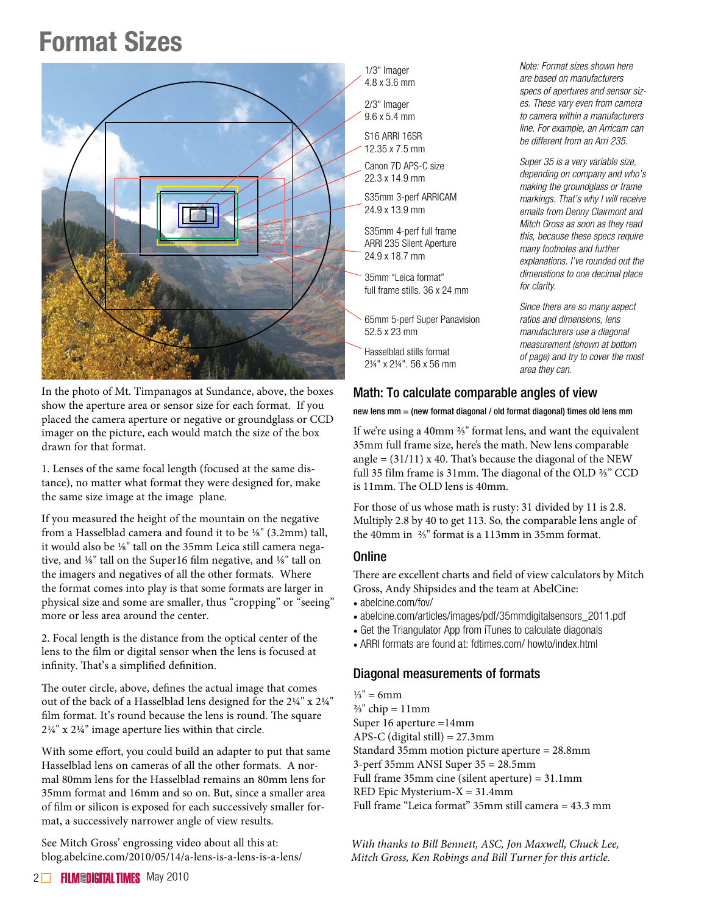# Format Sizes

1/3" Imager
4.8 x 3.6 mm

2/3" Imager
9.6 x 5.4 mm

S16 ARRI 16SR
12.35 x 7.5 mm

Canon 7D APS-C size
22.3 x 14.9 mm

S35mm 3-perf ARRICAM
24.9 x 13.9 mm

S35mm 4-perf full frame
ARRI 235 Silent Aperture
24.9 x 18.7 mm

35mm "Leica format"
full frame stills. 36 x 24 mm

65mm 5-perf Super Panavision
52.5 x 23 mm

Hasselblad stills format
2¼" x 2¼". 56 x 56 mm

*Note: Format sizes shown here are based on manufacturers specs of apertures and sensor sizes. These vary even from camera to camera within a manufacturers line. For example, an Arricam can be different from an Arri 235.*

*Super 35 is a very variable size, depending on company and who's making the groundglass or frame markings. That's why I will receive emails from Denny Clairmont and Mitch Gross as soon as they read this, because these specs require many footnotes and further explanations. I've rounded out the dimenstions to one decimal place for clarity.*

*Since there are so many aspect ratios and dimensions, lens manufacturers use a diagonal measurement (shown at bottom of page) and try to cover the most area they can.*

In the photo of Mt. Timpanagos at Sundance, above, the boxes show the aperture area or sensor size for each format. If you placed the camera aperture or negative or groundglass or CCD imager on the picture, each would match the size of the box drawn for that format.

1. Lenses of the same focal length (focused at the same distance), no matter what format they were designed for, make the same size image at the image plane.

If you measured the height of the mountain on the negative from a Hasselblad camera and found it to be ⅛" (3.2mm) tall, it would also be ⅛" tall on the 35mm Leica still camera negative, and ⅛" tall on the Super16 film negative, and ⅛" tall on the imagers and negatives of all the other formats. Where the format comes into play is that some formats are larger in physical size and some are smaller, thus "cropping" or "seeing" more or less area around the center.

2. Focal length is the distance from the optical center of the lens to the film or digital sensor when the lens is focused at infinity. That's a simplified definition.

The outer circle, above, defines the actual image that comes out of the back of a Hasselblad lens designed for the 2¼" x 2¼" film format. It's round because the lens is round. The square 2¼" x 2¼" image aperture lies within that circle.

With some effort, you could build an adapter to put that same Hasselblad lens on cameras of all the other formats. A normal 80mm lens for the Hasselblad remains an 80mm lens for 35mm format and 16mm and so on. But, since a smaller area of film or silicon is exposed for each successively smaller format, a successively narrower angle of view results.

See Mitch Gross' engrossing video about all this at:
blog.abelcine.com/2010/05/14/a-lens-is-a-lens-is-a-lens/

## Math: To calculate comparable angles of view

new lens mm = (new format diagonal / old format diagonal) times old lens mm

If we're using a 40mm ⅔" format lens, and want the equivalent 35mm full frame size, here's the math. New lens comparable angle = (31/11) x 40. That's because the diagonal of the NEW full 35 film frame is 31mm. The diagonal of the OLD ⅔" CCD is 11mm. The OLD lens is 40mm.

For those of us whose math is rusty: 31 divided by 11 is 2.8. Multiply 2.8 by 40 to get 113. So, the comparable lens angle of the 40mm in ⅔" format is a 113mm in 35mm format.

## Online

There are excellent charts and field of view calculators by Mitch Gross, Andy Shipsides and the team at AbelCine:

- abelcine.com/fov/
- abelcine.com/articles/images/pdf/35mmdigitalsensors_2011.pdf
- Get the Triangulator App from iTunes to calculate diagonals
- ARRI formats are found at: fdtimes.com/ howto/index.html

## Diagonal measurements of formats

⅓" = 6mm
⅔" chip = 11mm
Super 16 aperture =14mm
APS-C (digital still) = 27.3mm
Standard 35mm motion picture aperture = 28.8mm
3-perf 35mm ANSI Super 35 = 28.5mm
Full frame 35mm cine (silent aperture) = 31.1mm
RED Epic Mysterium-X = 31.4mm
Full frame "Leica format" 35mm still camera = 43.3 mm

*With thanks to Bill Bennett, ASC, Jon Maxwell, Chuck Lee, Mitch Gross, Ken Robings and Bill Turner for this article.*